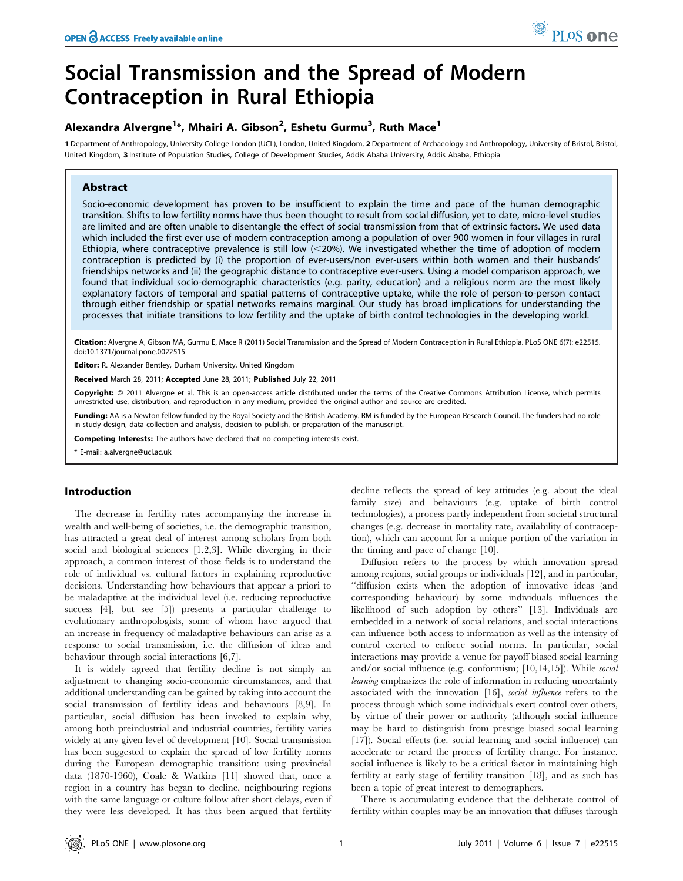# Social Transmission and the Spread of Modern Contraception in Rural Ethiopia

**Alexandra Alvergne[1]*, Mhairi A. Gibson[2], Eshetu Gurmu[3], Ruth Mace[1]**

1 Department of Anthropology, University College London (UCL), London, United Kingdom, 2 Department of Archaeology and Anthropology, University of Bristol, Bristol, United Kingdom, 3 Institute of Population Studies, College of Development Studies, Addis Ababa University, Addis Ababa, Ethiopia

## Abstract

Socio-economic development has proven to be insufficient to explain the time and pace of the human demographic transition. Shifts to low fertility norms have thus been thought to result from social diffusion, yet to date, micro-level studies are limited and are often unable to disentangle the effect of social transmission from that of extrinsic factors. We used data which included the first ever use of modern contraception among a population of over 900 women in four villages in rural Ethiopia, where contraceptive prevalence is still low (<20%). We investigated whether the time of adoption of modern contraception is predicted by (i) the proportion of ever-users/non ever-users within both women and their husbands' friendships networks and (ii) the geographic distance to contraceptive ever-users. Using a model comparison approach, we found that individual socio-demographic characteristics (e.g. parity, education) and a religious norm are the most likely explanatory factors of temporal and spatial patterns of contraceptive uptake, while the role of person-to-person contact through either friendship or spatial networks remains marginal. Our study has broad implications for understanding the processes that initiate transitions to low fertility and the uptake of birth control technologies in the developing world.

**Citation:** Alvergne A, Gibson MA, Gurmu E, Mace R (2011) Social Transmission and the Spread of Modern Contraception in Rural Ethiopia. PLoS ONE 6(7): e22515. doi:10.1371/journal.pone.0022515

**Editor:** R. Alexander Bentley, Durham University, United Kingdom

**Received** March 28, 2011; **Accepted** June 28, 2011; **Published** July 22, 2011

**Copyright:** © 2011 Alvergne et al. This is an open-access article distributed under the terms of the Creative Commons Attribution License, which permits unrestricted use, distribution, and reproduction in any medium, provided the original author and source are credited.

**Funding:** AA is a Newton fellow funded by the Royal Society and the British Academy. RM is funded by the European Research Council. The funders had no role in study design, data collection and analysis, decision to publish, or preparation of the manuscript.

**Competing Interests:** The authors have declared that no competing interests exist.

* E-mail: a.alvergne@ucl.ac.uk

## Introduction

The decrease in fertility rates accompanying the increase in wealth and well-being of societies, i.e. the demographic transition, has attracted a great deal of interest among scholars from both social and biological sciences [1,2,3]. While diverging in their approach, a common interest of those fields is to understand the role of individual vs. cultural factors in explaining reproductive decisions. Understanding how behaviours that appear a priori to be maladaptive at the individual level (i.e. reducing reproductive success [4], but see [5]) presents a particular challenge to evolutionary anthropologists, some of whom have argued that an increase in frequency of maladaptive behaviours can arise as a response to social transmission, i.e. the diffusion of ideas and behaviour through social interactions [6,7].

It is widely agreed that fertility decline is not simply an adjustment to changing socio-economic circumstances, and that additional understanding can be gained by taking into account the social transmission of fertility ideas and behaviours [8,9]. In particular, social diffusion has been invoked to explain why, among both preindustrial and industrial countries, fertility varies widely at any given level of development [10]. Social transmission has been suggested to explain the spread of low fertility norms during the European demographic transition: using provincial data (1870-1960), Coale & Watkins [11] showed that, once a region in a country has began to decline, neighbouring regions with the same language or culture follow after short delays, even if they were less developed. It has thus been argued that fertility decline reflects the spread of key attitudes (e.g. about the ideal family size) and behaviours (e.g. uptake of birth control technologies), a process partly independent from societal structural changes (e.g. decrease in mortality rate, availability of contraception), which can account for a unique portion of the variation in the timing and pace of change [10].

Diffusion refers to the process by which innovation spread among regions, social groups or individuals [12], and in particular, "diffusion exists when the adoption of innovative ideas (and corresponding behaviour) by some individuals influences the likelihood of such adoption by others" [13]. Individuals are embedded in a network of social relations, and social interactions can influence both access to information as well as the intensity of control exerted to enforce social norms. In particular, social interactions may provide a venue for payoff biased social learning and/or social influence (e.g. conformism; [10,14,15]). While *social learning* emphasizes the role of information in reducing uncertainty associated with the innovation [16], *social influence* refers to the process through which some individuals exert control over others, by virtue of their power or authority (although social influence may be hard to distinguish from prestige biased social learning [17]). Social effects (i.e. social learning and social influence) can accelerate or retard the process of fertility change. For instance, social influence is likely to be a critical factor in maintaining high fertility at early stage of fertility transition [18], and as such has been a topic of great interest to demographers.

There is accumulating evidence that the deliberate control of fertility within couples may be an innovation that diffuses through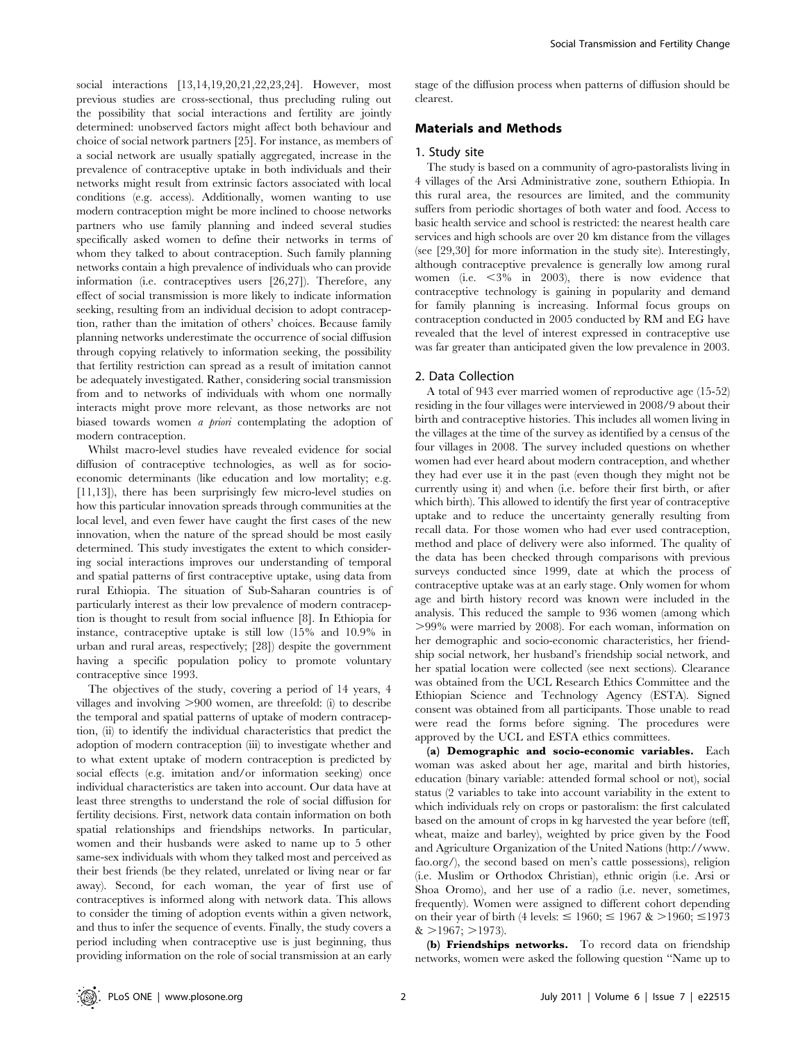social interactions [13,14,19,20,21,22,23,24]. However, most previous studies are cross-sectional, thus precluding ruling out the possibility that social interactions and fertility are jointly determined: unobserved factors might affect both behaviour and choice of social network partners [25]. For instance, as members of a social network are usually spatially aggregated, increase in the prevalence of contraceptive uptake in both individuals and their networks might result from extrinsic factors associated with local conditions (e.g. access). Additionally, women wanting to use modern contraception might be more inclined to choose networks partners who use family planning and indeed several studies specifically asked women to define their networks in terms of whom they talked to about contraception. Such family planning networks contain a high prevalence of individuals who can provide information (i.e. contraceptives users [26,27]). Therefore, any effect of social transmission is more likely to indicate information seeking, resulting from an individual decision to adopt contraception, rather than the imitation of others' choices. Because family planning networks underestimate the occurrence of social diffusion through copying relatively to information seeking, the possibility that fertility restriction can spread as a result of imitation cannot be adequately investigated. Rather, considering social transmission from and to networks of individuals with whom one normally interacts might prove more relevant, as those networks are not biased towards women *a priori* contemplating the adoption of modern contraception.

Whilst macro-level studies have revealed evidence for social diffusion of contraceptive technologies, as well as for socio-economic determinants (like education and low mortality; e.g. [11,13]), there has been surprisingly few micro-level studies on how this particular innovation spreads through communities at the local level, and even fewer have caught the first cases of the new innovation, when the nature of the spread should be most easily determined. This study investigates the extent to which considering social interactions improves our understanding of temporal and spatial patterns of first contraceptive uptake, using data from rural Ethiopia. The situation of Sub-Saharan countries is of particularly interest as their low prevalence of modern contraception is thought to result from social influence [8]. In Ethiopia for instance, contraceptive uptake is still low (15% and 10.9% in urban and rural areas, respectively; [28]) despite the government having a specific population policy to promote voluntary contraceptive since 1993.

The objectives of the study, covering a period of 14 years, 4 villages and involving >900 women, are threefold: (i) to describe the temporal and spatial patterns of uptake of modern contraception, (ii) to identify the individual characteristics that predict the adoption of modern contraception (iii) to investigate whether and to what extent uptake of modern contraception is predicted by social effects (e.g. imitation and/or information seeking) once individual characteristics are taken into account. Our data have at least three strengths to understand the role of social diffusion for fertility decisions. First, network data contain information on both spatial relationships and friendships networks. In particular, women and their husbands were asked to name up to 5 other same-sex individuals with whom they talked most and perceived as their best friends (be they related, unrelated or living near or far away). Second, for each woman, the year of first use of contraceptives is informed along with network data. This allows to consider the timing of adoption events within a given network, and thus to infer the sequence of events. Finally, the study covers a period including when contraceptive use is just beginning, thus providing information on the role of social transmission at an early stage of the diffusion process when patterns of diffusion should be clearest.

## Materials and Methods

### 1. Study site

The study is based on a community of agro-pastoralists living in 4 villages of the Arsi Administrative zone, southern Ethiopia. In this rural area, the resources are limited, and the community suffers from periodic shortages of both water and food. Access to basic health service and school is restricted: the nearest health care services and high schools are over 20 km distance from the villages (see [29,30] for more information in the study site). Interestingly, although contraceptive prevalence is generally low among rural women (i.e. <3% in 2003), there is now evidence that contraceptive technology is gaining in popularity and demand for family planning is increasing. Informal focus groups on contraception conducted in 2005 conducted by RM and EG have revealed that the level of interest expressed in contraceptive use was far greater than anticipated given the low prevalence in 2003.

### 2. Data Collection

A total of 943 ever married women of reproductive age (15-52) residing in the four villages were interviewed in 2008/9 about their birth and contraceptive histories. This includes all women living in the villages at the time of the survey as identified by a census of the four villages in 2008. The survey included questions on whether women had ever heard about modern contraception, and whether they had ever use it in the past (even though they might not be currently using it) and when (i.e. before their first birth, or after which birth). This allowed to identify the first year of contraceptive uptake and to reduce the uncertainty generally resulting from recall data. For those women who had ever used contraception, method and place of delivery were also informed. The quality of the data has been checked through comparisons with previous surveys conducted since 1999, date at which the process of contraceptive uptake was at an early stage. Only women for whom age and birth history record was known were included in the analysis. This reduced the sample to 936 women (among which >99% were married by 2008). For each woman, information on her demographic and socio-economic characteristics, her friendship social network, her husband's friendship social network, and her spatial location were collected (see next sections). Clearance was obtained from the UCL Research Ethics Committee and the Ethiopian Science and Technology Agency (ESTA). Signed consent was obtained from all participants. Those unable to read were read the forms before signing. The procedures were approved by the UCL and ESTA ethics committees.

**(a) Demographic and socio-economic variables.** Each woman was asked about her age, marital and birth histories, education (binary variable: attended formal school or not), social status (2 variables to take into account variability in the extent to which individuals rely on crops or pastoralism: the first calculated based on the amount of crops in kg harvested the year before (teff, wheat, maize and barley), weighted by price given by the Food and Agriculture Organization of the United Nations (http://www.fao.org/), the second based on men's cattle possessions), religion (i.e. Muslim or Orthodox Christian), ethnic origin (i.e. Arsi or Shoa Oromo), and her use of a radio (i.e. never, sometimes, frequently). Women were assigned to different cohort depending on their year of birth (4 levels: ≤ 1960; ≤ 1967 & >1960; ≤1973 & >1967; >1973).

**(b) Friendships networks.** To record data on friendship networks, women were asked the following question ''Name up to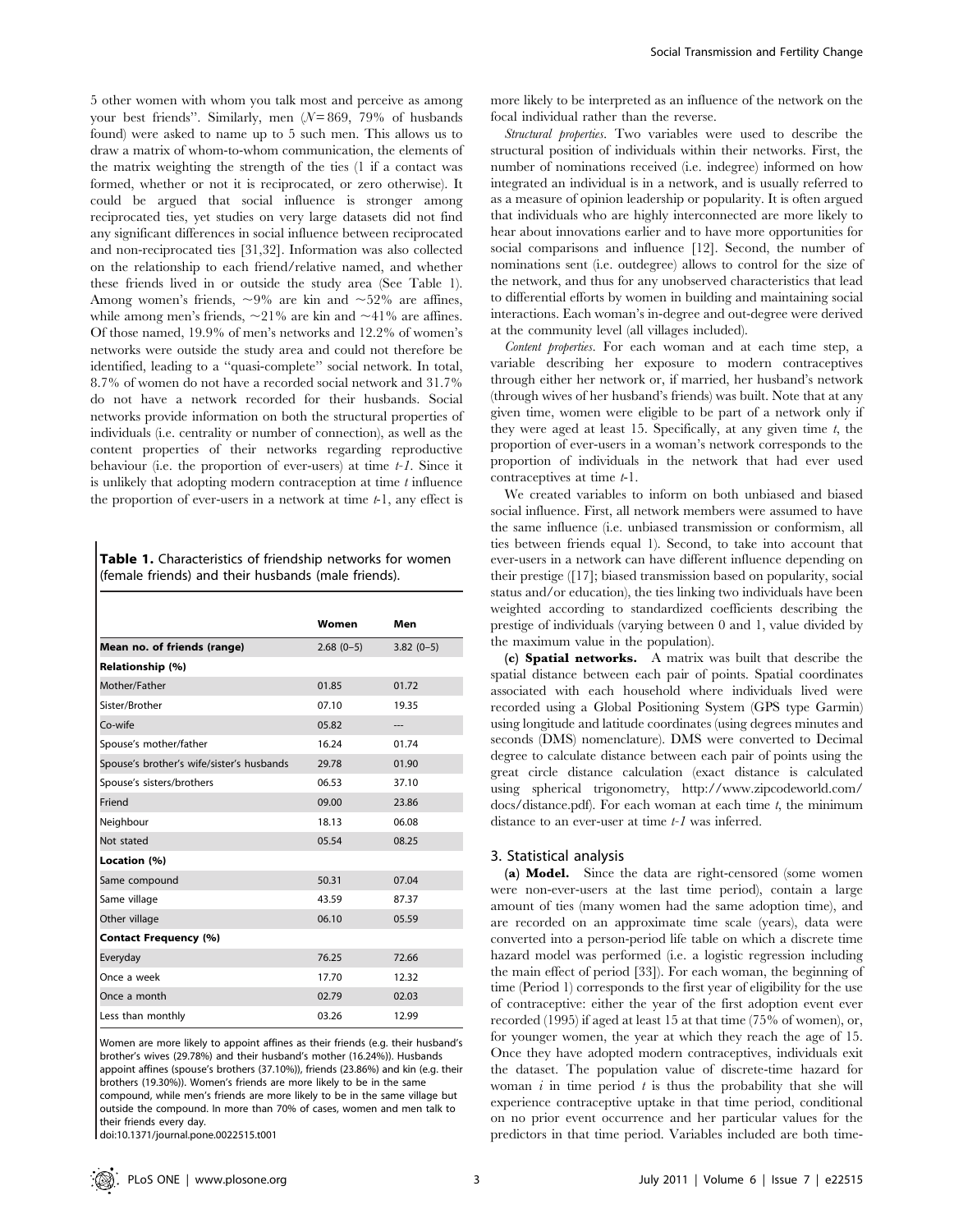5 other women with whom you talk most and perceive as among your best friends". Similarly, men ($N = 869$, 79% of husbands found) were asked to name up to 5 such men. This allows us to draw a matrix of whom-to-whom communication, the elements of the matrix weighting the strength of the ties (1 if a contact was formed, whether or not it is reciprocated, or zero otherwise). It could be argued that social influence is stronger among reciprocated ties, yet studies on very large datasets did not find any significant differences in social influence between reciprocated and non-reciprocated ties [31,32]. Information was also collected on the relationship to each friend/relative named, and whether these friends lived in or outside the study area (See Table 1). Among women's friends, ~9% are kin and ~52% are affines, while among men's friends, ~21% are kin and ~41% are affines. Of those named, 19.9% of men's networks and 12.2% of women's networks were outside the study area and could not therefore be identified, leading to a "quasi-complete" social network. In total, 8.7% of women do not have a recorded social network and 31.7% do not have a network recorded for their husbands. Social networks provide information on both the structural properties of individuals (i.e. centrality or number of connection), as well as the content properties of their networks regarding reproductive behaviour (i.e. the proportion of ever-users) at time $t$-$1$. Since it is unlikely that adopting modern contraception at time $t$ influence the proportion of ever-users in a network at time $t$-1, any effect is more likely to be interpreted as an influence of the network on the focal individual rather than the reverse.

**Table 1.** Characteristics of friendship networks for women (female friends) and their husbands (male friends).

| | Women | Men |
|---|---|---|
| **Mean no. of friends (range)** | 2.68 (0–5) | 3.82 (0–5) |
| **Relationship (%)** | | |
| Mother/Father | 01.85 | 01.72 |
| Sister/Brother | 07.10 | 19.35 |
| Co-wife | 05.82 | --- |
| Spouse's mother/father | 16.24 | 01.74 |
| Spouse's brother's wife/sister's husbands | 29.78 | 01.90 |
| Spouse's sisters/brothers | 06.53 | 37.10 |
| Friend | 09.00 | 23.86 |
| Neighbour | 18.13 | 06.08 |
| Not stated | 05.54 | 08.25 |
| **Location (%)** | | |
| Same compound | 50.31 | 07.04 |
| Same village | 43.59 | 87.37 |
| Other village | 06.10 | 05.59 |
| **Contact Frequency (%)** | | |
| Everyday | 76.25 | 72.66 |
| Once a week | 17.70 | 12.32 |
| Once a month | 02.79 | 02.03 |
| Less than monthly | 03.26 | 12.99 |

Women are more likely to appoint affines as their friends (e.g. their husband's brother's wives (29.78%) and their husband's mother (16.24%)). Husbands appoint affines (spouse's brothers (37.10%)), friends (23.86%) and kin (e.g. their brothers (19.30%)). Women's friends are more likely to be in the same compound, while men's friends are more likely to be in the same village but outside the compound. In more than 70% of cases, women and men talk to their friends every day.
doi:10.1371/journal.pone.0022515.t001

*Structural properties.* Two variables were used to describe the structural position of individuals within their networks. First, the number of nominations received (i.e. indegree) informed on how integrated an individual is in a network, and is usually referred to as a measure of opinion leadership or popularity. It is often argued that individuals who are highly interconnected are more likely to hear about innovations earlier and to have more opportunities for social comparisons and influence [12]. Second, the number of nominations sent (i.e. outdegree) allows to control for the size of the network, and thus for any unobserved characteristics that lead to differential efforts by women in building and maintaining social interactions. Each woman's in-degree and out-degree were derived at the community level (all villages included).

*Content properties.* For each woman and at each time step, a variable describing her exposure to modern contraceptives through either her network or, if married, her husband's network (through wives of her husband's friends) was built. Note that at any given time, women were eligible to be part of a network only if they were aged at least 15. Specifically, at any given time $t$, the proportion of ever-users in a woman's network corresponds to the proportion of individuals in the network that had ever used contraceptives at time $t$-1.

We created variables to inform on both unbiased and biased social influence. First, all network members were assumed to have the same influence (i.e. unbiased transmission or conformism, all ties between friends equal 1). Second, to take into account that ever-users in a network can have different influence depending on their prestige ([17]; biased transmission based on popularity, social status and/or education), the ties linking two individuals have been weighted according to standardized coefficients describing the prestige of individuals (varying between 0 and 1, value divided by the maximum value in the population).

**(c) Spatial networks.** A matrix was built that describe the spatial distance between each pair of points. Spatial coordinates associated with each household where individuals lived were recorded using a Global Positioning System (GPS type Garmin) using longitude and latitude coordinates (using degrees minutes and seconds (DMS) nomenclature). DMS were converted to Decimal degree to calculate distance between each pair of points using the great circle distance calculation (exact distance is calculated using spherical trigonometry, http://www.zipcodeworld.com/docs/distance.pdf). For each woman at each time $t$, the minimum distance to an ever-user at time $t$-$1$ was inferred.

## 3. Statistical analysis

**(a) Model.** Since the data are right-censored (some women were non-ever-users at the last time period), contain a large amount of ties (many women had the same adoption time), and are recorded on an approximate time scale (years), data were converted into a person-period life table on which a discrete time hazard model was performed (i.e. a logistic regression including the main effect of period [33]). For each woman, the beginning of time (Period 1) corresponds to the first year of eligibility for the use of contraceptive: either the year of the first adoption event ever recorded (1995) if aged at least 15 at that time (75% of women), or, for younger women, the year at which they reach the age of 15. Once they have adopted modern contraceptives, individuals exit the dataset. The population value of discrete-time hazard for woman $i$ in time period $t$ is thus the probability that she will experience contraceptive uptake in that time period, conditional on no prior event occurrence and her particular values for the predictors in that time period. Variables included are both time-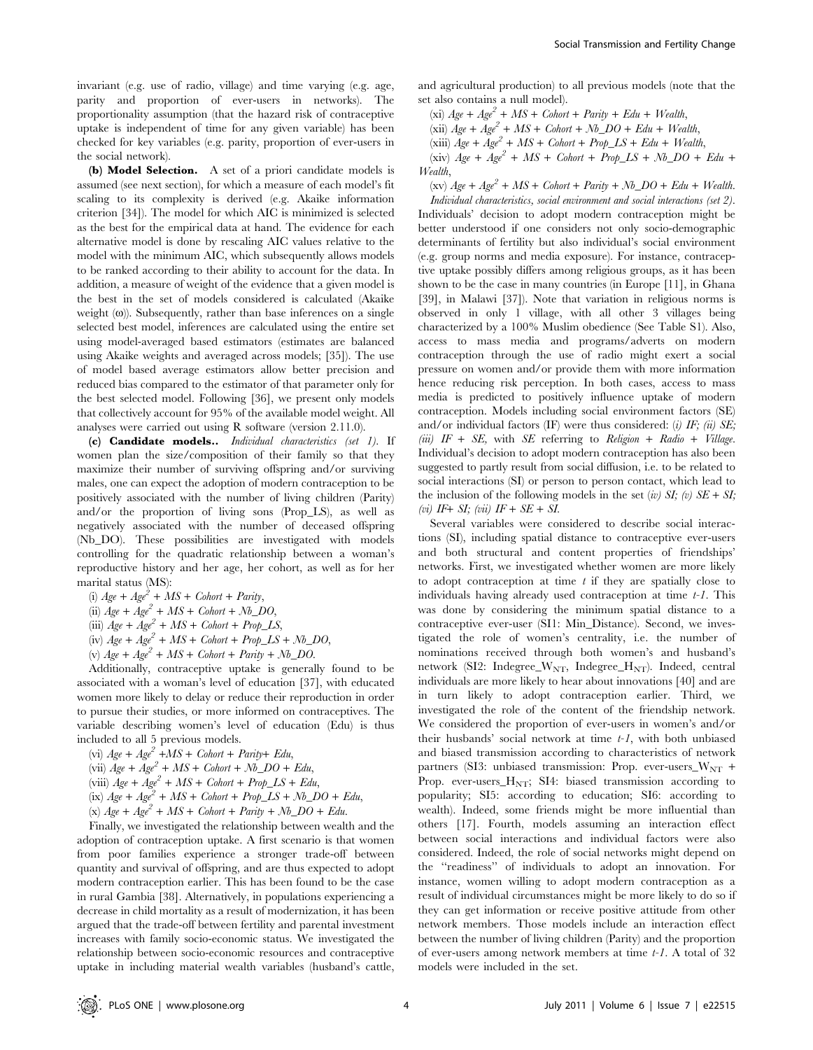invariant (e.g. use of radio, village) and time varying (e.g. age, parity and proportion of ever-users in networks). The proportionality assumption (that the hazard risk of contraceptive uptake is independent of time for any given variable) has been checked for key variables (e.g. parity, proportion of ever-users in the social network).

**(b) Model Selection.** A set of a priori candidate models is assumed (see next section), for which a measure of each model's fit scaling to its complexity is derived (e.g. Akaike information criterion [34]). The model for which AIC is minimized is selected as the best for the empirical data at hand. The evidence for each alternative model is done by rescaling AIC values relative to the model with the minimum AIC, which subsequently allows models to be ranked according to their ability to account for the data. In addition, a measure of weight of the evidence that a given model is the best in the set of models considered is calculated (Akaike weight ($\omega$)). Subsequently, rather than base inferences on a single selected best model, inferences are calculated using the entire set using model-averaged based estimators (estimates are balanced using Akaike weights and averaged across models; [35]). The use of model based average estimators allow better precision and reduced bias compared to the estimator of that parameter only for the best selected model. Following [36], we present only models that collectively account for 95% of the available model weight. All analyses were carried out using R software (version 2.11.0).

**(c) Candidate models..** *Individual characteristics (set 1).* If women plan the size/composition of their family so that they maximize their number of surviving offspring and/or surviving males, one can expect the adoption of modern contraception to be positively associated with the number of living children (Parity) and/or the proportion of living sons (Prop_LS), as well as negatively associated with the number of deceased offspring (Nb_DO). These possibilities are investigated with models controlling for the quadratic relationship between a woman's reproductive history and her age, her cohort, as well as for her marital status (MS):

(i) $Age + Age^2 + MS + Cohort + Parity$,
(ii) $Age + Age^2 + MS + Cohort + Nb\_DO$,
(iii) $Age + Age^2 + MS + Cohort + Prop\_LS$,
(iv) $Age + Age^2 + MS + Cohort + Prop\_LS + Nb\_DO$,
(v) $Age + Age^2 + MS + Cohort + Parity + Nb\_DO$.

Additionally, contraceptive uptake is generally found to be associated with a woman's level of education [37], with educated women more likely to delay or reduce their reproduction in order to pursue their studies, or more informed on contraceptives. The variable describing women's level of education (Edu) is thus included to all 5 previous models.

(vi) $Age + Age^2 + MS + Cohort + Parity + Edu$,
(vii) $Age + Age^2 + MS + Cohort + Nb\_DO + Edu$,
(viii) $Age + Age^2 + MS + Cohort + Prop\_LS + Edu$,
(ix) $Age + Age^2 + MS + Cohort + Prop\_LS + Nb\_DO + Edu$,
(x) $Age + Age^2 + MS + Cohort + Parity + Nb\_DO + Edu$.

Finally, we investigated the relationship between wealth and the adoption of contraception uptake. A first scenario is that women from poor families experience a stronger trade-off between quantity and survival of offspring, and are thus expected to adopt modern contraception earlier. This has been found to be the case in rural Gambia [38]. Alternatively, in populations experiencing a decrease in child mortality as a result of modernization, it has been argued that the trade-off between fertility and parental investment increases with family socio-economic status. We investigated the relationship between socio-economic resources and contraceptive uptake in including material wealth variables (husband's cattle, and agricultural production) to all previous models (note that the set also contains a null model).

(xi) $Age + Age^2 + MS + Cohort + Parity + Edu + Wealth$,
(xii) $Age + Age^2 + MS + Cohort + Nb\_DO + Edu + Wealth$,
(xiii) $Age + Age^2 + MS + Cohort + Prop\_LS + Edu + Wealth$,
(xiv) $Age + Age^2 + MS + Cohort + Prop\_LS + Nb\_DO + Edu + Wealth$,
(xv) $Age + Age^2 + MS + Cohort + Parity + Nb\_DO + Edu + Wealth$.

*Individual characteristics, social environment and social interactions (set 2).* Individuals' decision to adopt modern contraception might be better understood if one considers not only socio-demographic determinants of fertility but also individual's social environment (e.g. group norms and media exposure). For instance, contraceptive uptake possibly differs among religious groups, as it has been shown to be the case in many countries (in Europe [11], in Ghana [39], in Malawi [37]). Note that variation in religious norms is observed in only 1 village, with all other 3 villages being characterized by a 100% Muslim obedience (See Table S1). Also, access to mass media and programs/adverts on modern contraception through the use of radio might exert a social pressure on women and/or provide them with more information hence reducing risk perception. In both cases, access to mass media is predicted to positively influence uptake of modern contraception. Models including social environment factors (SE) and/or individual factors (IF) were thus considered: *(i) IF; (ii) SE; (iii) IF + SE*, with *SE* referring to *Religion + Radio + Village*. Individual's decision to adopt modern contraception has also been suggested to partly result from social diffusion, i.e. to be related to social interactions (SI) or person to person contact, which lead to the inclusion of the following models in the set *(iv) SI; (v) SE + SI; (vi) IF+ SI; (vii) IF + SE + SI.*

Several variables were considered to describe social interactions (SI), including spatial distance to contraceptive ever-users and both structural and content properties of friendships' networks. First, we investigated whether women are more likely to adopt contraception at time *t* if they are spatially close to individuals having already used contraception at time *t-1*. This was done by considering the minimum spatial distance to a contraceptive ever-user (SI1: Min_Distance). Second, we investigated the role of women's centrality, i.e. the number of nominations received through both women's and husband's network (SI2: $Indegree\_W_{NT}$, $Indegree\_H_{NT}$). Indeed, central individuals are more likely to hear about innovations [40] and are in turn likely to adopt contraception earlier. Third, we investigated the role of the content of the friendship network. We considered the proportion of ever-users in women's and/or their husbands' social network at time *t-1*, with both unbiased and biased transmission according to characteristics of network partners (SI3: unbiased transmission: Prop. $ever\text{-}users\_W_{NT}$ + Prop. $ever\text{-}users\_H_{NT}$; SI4: biased transmission according to popularity; SI5: according to education; SI6: according to wealth). Indeed, some friends might be more influential than others [17]. Fourth, models assuming an interaction effect between social interactions and individual factors were also considered. Indeed, the role of social networks might depend on the "readiness" of individuals to adopt an innovation. For instance, women willing to adopt modern contraception as a result of individual circumstances might be more likely to do so if they can get information or receive positive attitude from other network members. Those models include an interaction effect between the number of living children (Parity) and the proportion of ever-users among network members at time *t-1*. A total of 32 models were included in the set.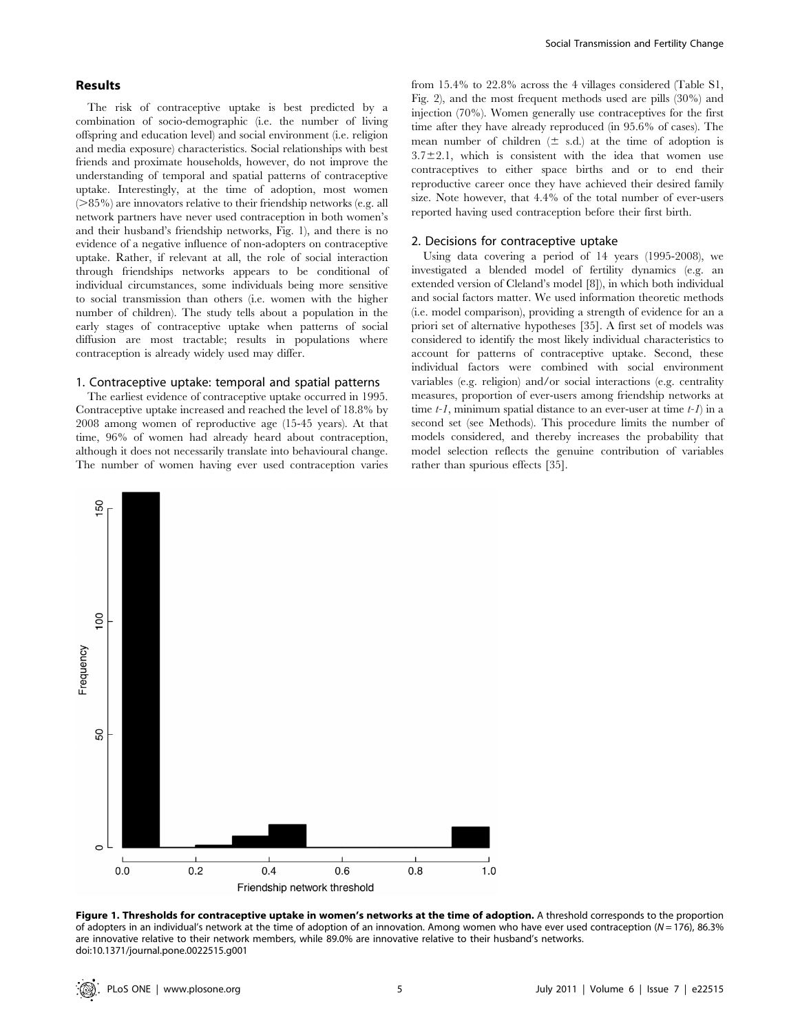## Results

The risk of contraceptive uptake is best predicted by a combination of socio-demographic (i.e. the number of living offspring and education level) and social environment (i.e. religion and media exposure) characteristics. Social relationships with best friends and proximate households, however, do not improve the understanding of temporal and spatial patterns of contraceptive uptake. Interestingly, at the time of adoption, most women (>85%) are innovators relative to their friendship networks (e.g. all network partners have never used contraception in both women's and their husband's friendship networks, Fig. 1), and there is no evidence of a negative influence of non-adopters on contraceptive uptake. Rather, if relevant at all, the role of social interaction through friendships networks appears to be conditional of individual circumstances, some individuals being more sensitive to social transmission than others (i.e. women with the higher number of children). The study tells about a population in the early stages of contraceptive uptake when patterns of social diffusion are most tractable; results in populations where contraception is already widely used may differ.

### 1. Contraceptive uptake: temporal and spatial patterns

The earliest evidence of contraceptive uptake occurred in 1995. Contraceptive uptake increased and reached the level of 18.8% by 2008 among women of reproductive age (15-45 years). At that time, 96% of women had already heard about contraception, although it does not necessarily translate into behavioural change. The number of women having ever used contraception varies from 15.4% to 22.8% across the 4 villages considered (Table S1, Fig. 2), and the most frequent methods used are pills (30%) and injection (70%). Women generally use contraceptives for the first time after they have already reproduced (in 95.6% of cases). The mean number of children (± s.d.) at the time of adoption is 3.7±2.1, which is consistent with the idea that women use contraceptives to either space births and or to end their reproductive career once they have achieved their desired family size. Note however, that 4.4% of the total number of ever-users reported having used contraception before their first birth.

### 2. Decisions for contraceptive uptake

Using data covering a period of 14 years (1995-2008), we investigated a blended model of fertility dynamics (e.g. an extended version of Cleland's model [8]), in which both individual and social factors matter. We used information theoretic methods (i.e. model comparison), providing a strength of evidence for an a priori set of alternative hypotheses [35]. A first set of models was considered to identify the most likely individual characteristics to account for patterns of contraceptive uptake. Second, these individual factors were combined with social environment variables (e.g. religion) and/or social interactions (e.g. centrality measures, proportion of ever-users among friendship networks at time *t-1*, minimum spatial distance to an ever-user at time *t-1*) in a second set (see Methods). This procedure limits the number of models considered, and thereby increases the probability that model selection reflects the genuine contribution of variables rather than spurious effects [35].

**Figure 1. Thresholds for contraceptive uptake in women's networks at the time of adoption.** A threshold corresponds to the proportion of adopters in an individual's network at the time of adoption of an innovation. Among women who have ever used contraception ($N = 176$), 86.3% are innovative relative to their network members, while 89.0% are innovative relative to their husband's networks.
doi:10.1371/journal.pone.0022515.g001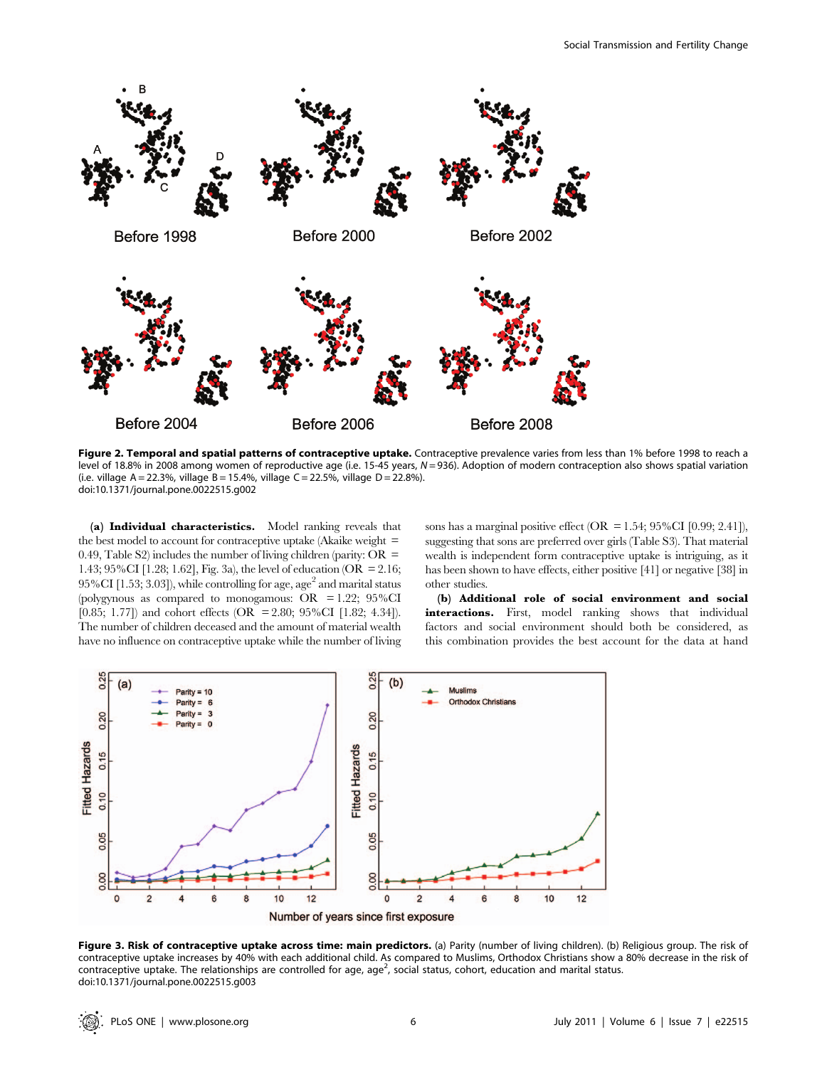**Figure 2. Temporal and spatial patterns of contraceptive uptake.** Contraceptive prevalence varies from less than 1% before 1998 to reach a level of 18.8% in 2008 among women of reproductive age (i.e. 15-45 years, $N = 936$). Adoption of modern contraception also shows spatial variation (i.e. village A = 22.3%, village B = 15.4%, village C = 22.5%, village D = 22.8%).
doi:10.1371/journal.pone.0022515.g002

**(a) Individual characteristics.** Model ranking reveals that the best model to account for contraceptive uptake (Akaike weight = 0.49, Table S2) includes the number of living children (parity: OR = 1.43; 95%CI [1.28; 1.62], Fig. 3a), the level of education (OR = 2.16; 95%CI [1.53; 3.03]), while controlling for age, age$^2$ and marital status (polygynous as compared to monogamous: OR = 1.22; 95%CI [0.85; 1.77]) and cohort effects (OR = 2.80; 95%CI [1.82; 4.34]). The number of children deceased and the amount of material wealth have no influence on contraceptive uptake while the number of living sons has a marginal positive effect (OR = 1.54; 95%CI [0.99; 2.41]), suggesting that sons are preferred over girls (Table S3). That material wealth is independent form contraceptive uptake is intriguing, as it has been shown to have effects, either positive [41] or negative [38] in other studies.

**(b) Additional role of social environment and social interactions.** First, model ranking shows that individual factors and social environment should both be considered, as this combination provides the best account for the data at hand

**Figure 3. Risk of contraceptive uptake across time: main predictors.** (a) Parity (number of living children). (b) Religious group. The risk of contraceptive uptake increases by 40% with each additional child. As compared to Muslims, Orthodox Christians show a 80% decrease in the risk of contraceptive uptake. The relationships are controlled for age, age$^2$, social status, cohort, education and marital status.
doi:10.1371/journal.pone.0022515.g003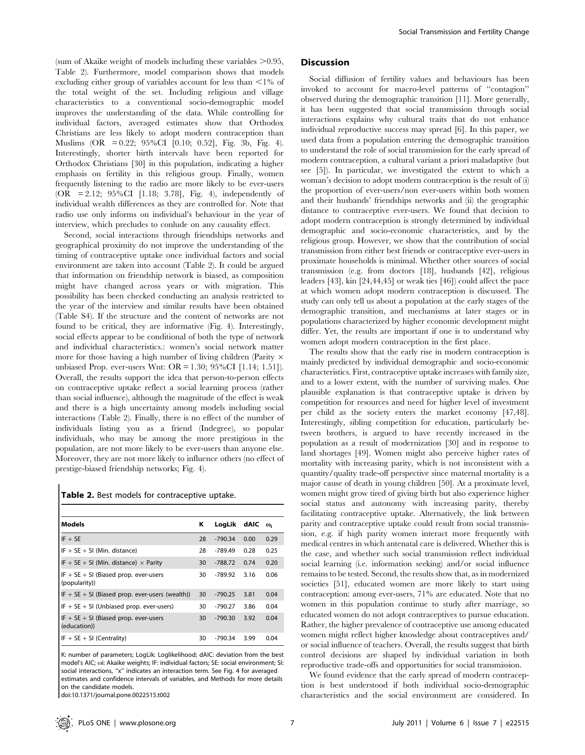(sum of Akaike weight of models including these variables >0.95, Table 2). Furthermore, model comparison shows that models excluding either group of variables account for less than <1% of the total weight of the set. Including religious and village characteristics to a conventional socio-demographic model improves the understanding of the data. While controlling for individual factors, averaged estimates show that Orthodox Christians are less likely to adopt modern contraception than Muslims (OR = 0.22; 95%CI [0.10; 0.52], Fig. 3b, Fig. 4). Interestingly, shorter birth intervals have been reported for Orthodox Christians [30] in this population, indicating a higher emphasis on fertility in this religious group. Finally, women frequently listening to the radio are more likely to be ever-users (OR = 2.12; 95%CI [1.18; 3.78], Fig. 4), independently of individual wealth differences as they are controlled for. Note that radio use only informs on individual's behaviour in the year of interview, which precludes to conlude on any causality effect.

Second, social interactions through friendships networks and geographical proximity do not improve the understanding of the timing of contraceptive uptake once individual factors and social environment are taken into account (Table 2). It could be argued that information on friendship network is biased, as composition might have changed across years or with migration. This possibility has been checked conducting an analysis restricted to the year of the interview and similar results have been obtained (Table S4). If the structure and the content of networks are not found to be critical, they are informative (Fig. 4). Interestingly, social effects appear to be conditional of both the type of network and individual characteristics.: women's social network matter more for those having a high number of living children (Parity × unbiased Prop. ever-users Wnt: OR = 1.30; 95%CI [1.14; 1.51]). Overall, the results support the idea that person-to-person effects on contraceptive uptake reflect a social learning process (rather than social influence), although the magnitude of the effect is weak and there is a high uncertainty among models including social interactions (Table 2). Finally, there is no effect of the number of individuals listing you as a friend (Indegree), so popular individuals, who may be among the more prestigious in the population, are not more likely to be ever-users than anyone else. Moreover, they are not more likely to influence others (no effect of prestige-biased friendship networks; Fig. 4).

**Table 2.** Best models for contraceptive uptake.

| Models | K | LogLik | dAIC | $\omega_i$ |
|---|---|---|---|---|
| IF + SE | 28 | -790.34 | 0.00 | 0.29 |
| IF + SE + SI (Min. distance) | 28 | -789.49 | 0.28 | 0.25 |
| IF + SE + SI (Min. distance) × Parity | 30 | -788.72 | 0.74 | 0.20 |
| IF + SE + SI (Biased prop. ever-users (popularity)) | 30 | -789.92 | 3.16 | 0.06 |
| IF + SE + SI (Biased prop. ever-users (wealth)) | 30 | -790.25 | 3.81 | 0.04 |
| IF + SE + SI (Unbiased prop. ever-users) | 30 | -790.27 | 3.86 | 0.04 |
| IF + SE + SI (Biased prop. ever-users (education)) | 30 | -790.30 | 3.92 | 0.04 |
| IF + SE + SI (Centrality) | 30 | -790.34 | 3.99 | 0.04 |

K: number of parameters; LogLik: Loglikelihood; dAIC: deviation from the best model's AIC; ωi: Akaike weights; IF: individual factors; SE: social environment; SI: social interactions, "x" indicates an interaction term. See Fig. 4 for averaged estimates and confidence intervals of variables, and Methods for more details on the candidate models.
doi:10.1371/journal.pone.0022515.t002

## Discussion

Social diffusion of fertility values and behaviours has been invoked to account for macro-level patterns of "contagion" observed during the demographic transition [11]. More generally, it has been suggested that social transmission through social interactions explains why cultural traits that do not enhance individual reproductive success may spread [6]. In this paper, we used data from a population entering the demographic transition to understand the role of social transmission for the early spread of modern contraception, a cultural variant a priori maladaptive (but see [5]). In particular, we investigated the extent to which a woman's decision to adopt modern contraception is the result of (i) the proportion of ever-users/non ever-users within both women and their husbands' friendships networks and (ii) the geographic distance to contraceptive ever-users. We found that decision to adopt modern contraception is strongly determined by individual demographic and socio-economic characteristics, and by the religious group. However, we show that the contribution of social transmission from either best friends or contraceptive ever-users in proximate households is minimal. Whether other sources of social transmission (e.g. from doctors [18], husbands [42], religious leaders [43], kin [24,44,45] or weak ties [46]) could affect the pace at which women adopt modern contraception is discussed. The study can only tell us about a population at the early stages of the demographic transition, and mechanisms at later stages or in populations characterized by higher economic development might differ. Yet, the results are important if one is to understand why women adopt modern contraception in the first place.

The results show that the early rise in modern contraception is mainly predicted by individual demographic and socio-economic characteristics. First, contraceptive uptake increases with family size, and to a lower extent, with the number of surviving males. One plausible explanation is that contraceptive uptake is driven by competition for resources and need for higher level of investment per child as the society enters the market economy [47,48]. Interestingly, sibling competition for education, particularly between brothers, is argued to have recently increased in the population as a result of modernization [30] and in response to land shortages [49]. Women might also perceive higher rates of mortality with increasing parity, which is not inconsistent with a quantity/quality trade-off perspective since maternal mortality is a major cause of death in young children [50]. At a proximate level, women might grow tired of giving birth but also experience higher social status and autonomy with increasing parity, thereby facilitating contraceptive uptake. Alternatively, the link between parity and contraceptive uptake could result from social transmission, e.g. if high parity women interact more frequently with medical centres in which antenatal care is delivered. Whether this is the case, and whether such social transmission reflect individual social learning (i.e. information seeking) and/or social influence remains to be tested. Second, the results show that, as in modernized societies [51], educated women are more likely to start using contraception: among ever-users, 71% are educated. Note that no women in this population continue to study after marriage, so educated women do not adopt contraceptives to pursue education. Rather, the higher prevalence of contraceptive use among educated women might reflect higher knowledge about contraceptives and/or social influence of teachers. Overall, the results suggest that birth control decisions are shaped by individual variation in both reproductive trade-offs and opportunities for social transmission.

We found evidence that the early spread of modern contraception is best understood if both individual socio-demographic characteristics and the social environment are considered. In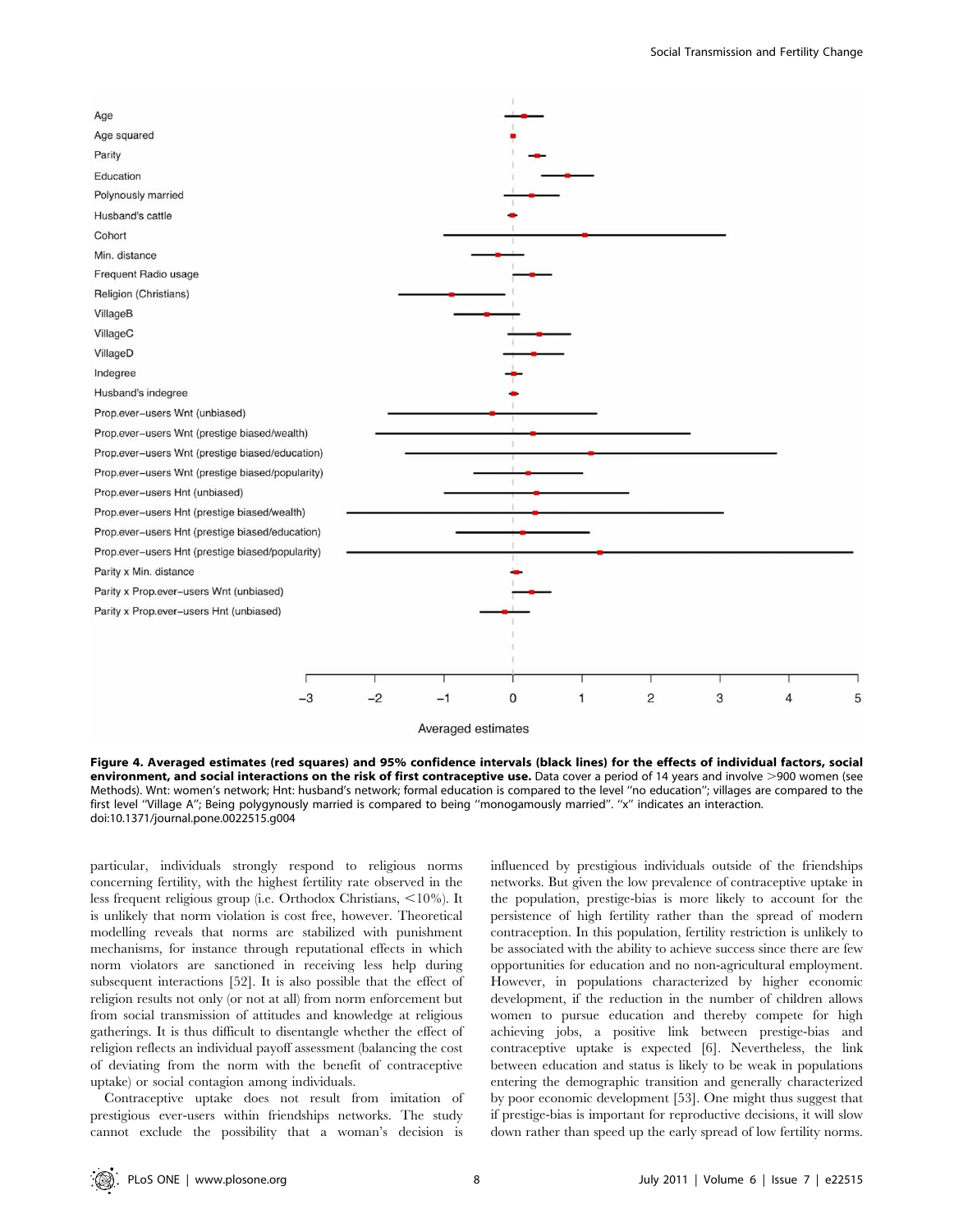**Figure 4. Averaged estimates (red squares) and 95% confidence intervals (black lines) for the effects of individual factors, social environment, and social interactions on the risk of first contraceptive use.** Data cover a period of 14 years and involve >900 women (see Methods). Wnt: women's network; Hnt: husband's network; formal education is compared to the level "no education"; villages are compared to the first level "Village A"; Being polygynously married is compared to being "monogamously married". "x" indicates an interaction.
doi:10.1371/journal.pone.0022515.g004

particular, individuals strongly respond to religious norms concerning fertility, with the highest fertility rate observed in the less frequent religious group (i.e. Orthodox Christians, <10%). It is unlikely that norm violation is cost free, however. Theoretical modelling reveals that norms are stabilized with punishment mechanisms, for instance through reputational effects in which norm violators are sanctioned in receiving less help during subsequent interactions [52]. It is also possible that the effect of religion results not only (or not at all) from norm enforcement but from social transmission of attitudes and knowledge at religious gatherings. It is thus difficult to disentangle whether the effect of religion reflects an individual payoff assessment (balancing the cost of deviating from the norm with the benefit of contraceptive uptake) or social contagion among individuals.

Contraceptive uptake does not result from imitation of prestigious ever-users within friendships networks. The study cannot exclude the possibility that a woman's decision is influenced by prestigious individuals outside of the friendships networks. But given the low prevalence of contraceptive uptake in the population, prestige-bias is more likely to account for the persistence of high fertility rather than the spread of modern contraception. In this population, fertility restriction is unlikely to be associated with the ability to achieve success since there are few opportunities for education and no non-agricultural employment. However, in populations characterized by higher economic development, if the reduction in the number of children allows women to pursue education and thereby compete for high achieving jobs, a positive link between prestige-bias and contraceptive uptake is expected [6]. Nevertheless, the link between education and status is likely to be weak in populations entering the demographic transition and generally characterized by poor economic development [53]. One might thus suggest that if prestige-bias is important for reproductive decisions, it will slow down rather than speed up the early spread of low fertility norms.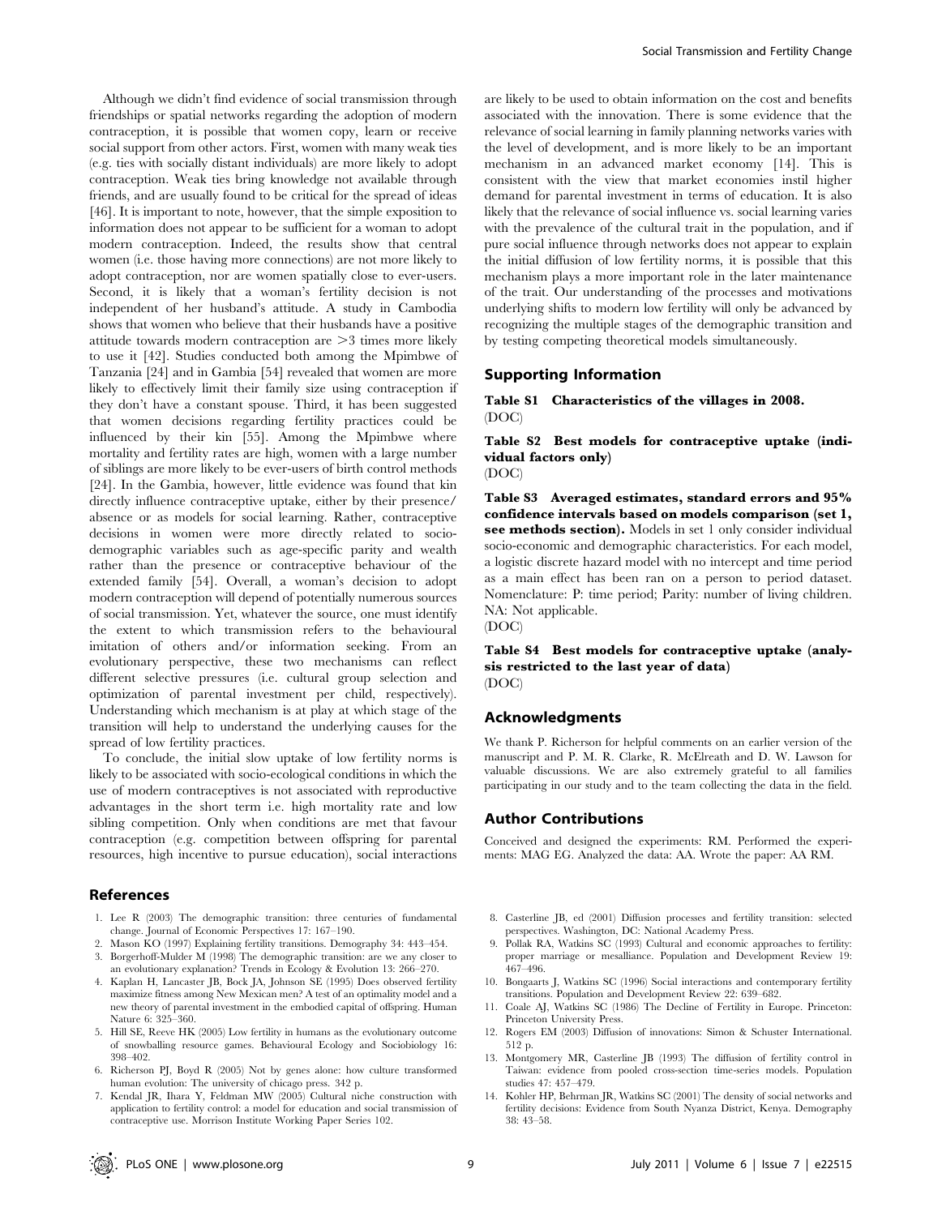Although we didn't find evidence of social transmission through friendships or spatial networks regarding the adoption of modern contraception, it is possible that women copy, learn or receive social support from other actors. First, women with many weak ties (e.g. ties with socially distant individuals) are more likely to adopt contraception. Weak ties bring knowledge not available through friends, and are usually found to be critical for the spread of ideas [46]. It is important to note, however, that the simple exposition to information does not appear to be sufficient for a woman to adopt modern contraception. Indeed, the results show that central women (i.e. those having more connections) are not more likely to adopt contraception, nor are women spatially close to ever-users. Second, it is likely that a woman's fertility decision is not independent of her husband's attitude. A study in Cambodia shows that women who believe that their husbands have a positive attitude towards modern contraception are >3 times more likely to use it [42]. Studies conducted both among the Mpimbwe of Tanzania [24] and in Gambia [54] revealed that women are more likely to effectively limit their family size using contraception if they don't have a constant spouse. Third, it has been suggested that women decisions regarding fertility practices could be influenced by their kin [55]. Among the Mpimbwe where mortality and fertility rates are high, women with a large number of siblings are more likely to be ever-users of birth control methods [24]. In the Gambia, however, little evidence was found that kin directly influence contraceptive uptake, either by their presence/absence or as models for social learning. Rather, contraceptive decisions in women were more directly related to socio-demographic variables such as age-specific parity and wealth rather than the presence or contraceptive behaviour of the extended family [54]. Overall, a woman's decision to adopt modern contraception will depend of potentially numerous sources of social transmission. Yet, whatever the source, one must identify the extent to which transmission refers to the behavioural imitation of others and/or information seeking. From an evolutionary perspective, these two mechanisms can reflect different selective pressures (i.e. cultural group selection and optimization of parental investment per child, respectively). Understanding which mechanism is at play at which stage of the transition will help to understand the underlying causes for the spread of low fertility practices.

To conclude, the initial slow uptake of low fertility norms is likely to be associated with socio-ecological conditions in which the use of modern contraceptives is not associated with reproductive advantages in the short term i.e. high mortality rate and low sibling competition. Only when conditions are met that favour contraception (e.g. competition between offspring for parental resources, high incentive to pursue education), social interactions are likely to be used to obtain information on the cost and benefits associated with the innovation. There is some evidence that the relevance of social learning in family planning networks varies with the level of development, and is more likely to be an important mechanism in an advanced market economy [14]. This is consistent with the view that market economies instil higher demand for parental investment in terms of education. It is also likely that the relevance of social influence vs. social learning varies with the prevalence of the cultural trait in the population, and if pure social influence through networks does not appear to explain the initial diffusion of low fertility norms, it is possible that this mechanism plays a more important role in the later maintenance of the trait. Our understanding of the processes and motivations underlying shifts to modern low fertility will only be advanced by recognizing the multiple stages of the demographic transition and by testing competing theoretical models simultaneously.

## Supporting Information

**Table S1 Characteristics of the villages in 2008.**
(DOC)

**Table S2 Best models for contraceptive uptake (individual factors only)**
(DOC)

**Table S3 Averaged estimates, standard errors and 95% confidence intervals based on models comparison (set 1, see methods section).** Models in set 1 only consider individual socio-economic and demographic characteristics. For each model, a logistic discrete hazard model with no intercept and time period as a main effect has been ran on a person to period dataset. Nomenclature: P: time period; Parity: number of living children. NA: Not applicable.
(DOC)

**Table S4 Best models for contraceptive uptake (analysis restricted to the last year of data)**
(DOC)

## Acknowledgments

We thank P. Richerson for helpful comments on an earlier version of the manuscript and P. M. R. Clarke, R. McElreath and D. W. Lawson for valuable discussions. We are also extremely grateful to all families participating in our study and to the team collecting the data in the field.

## Author Contributions

Conceived and designed the experiments: RM. Performed the experiments: MAG EG. Analyzed the data: AA. Wrote the paper: AA RM.

## References

1. Lee R (2003) The demographic transition: three centuries of fundamental change. Journal of Economic Perspectives 17: 167–190.
2. Mason KO (1997) Explaining fertility transitions. Demography 34: 443–454.
3. Borgerhoff-Mulder M (1998) The demographic transition: are we any closer to an evolutionary explanation? Trends in Ecology & Evolution 13: 266–270.
4. Kaplan H, Lancaster JB, Bock JA, Johnson SE (1995) Does observed fertility maximize fitness among New Mexican men? A test of an optimality model and a new theory of parental investment in the embodied capital of offspring. Human Nature 6: 325–360.
5. Hill SE, Reeve HK (2005) Low fertility in humans as the evolutionary outcome of snowballing resource games. Behavioural Ecology and Sociobiology 16: 398–402.
6. Richerson PJ, Boyd R (2005) Not by genes alone: how culture transformed human evolution: The university of chicago press. 342 p.
7. Kendal JR, Ihara Y, Feldman MW (2005) Cultural niche construction with application to fertility control: a model for education and social transmission of contraceptive use. Morrison Institute Working Paper Series 102.
8. Casterline JB, ed (2001) Diffusion processes and fertility transition: selected perspectives. Washington, DC: National Academy Press.
9. Pollak RA, Watkins SC (1993) Cultural and economic approaches to fertility: proper marriage or mesalliance. Population and Development Review 19: 467–496.
10. Bongaarts J, Watkins SC (1996) Social interactions and contemporary fertility transitions. Population and Development Review 22: 639–682.
11. Coale AJ, Watkins SC (1986) The Decline of Fertility in Europe. Princeton: Princeton University Press.
12. Rogers EM (2003) Diffusion of innovations: Simon & Schuster International. 512 p.
13. Montgomery MR, Casterline JB (1993) The diffusion of fertility control in Taiwan: evidence from pooled cross-section time-series models. Population studies 47: 457–479.
14. Kohler HP, Behrman JR, Watkins SC (2001) The density of social networks and fertility decisions: Evidence from South Nyanza District, Kenya. Demography 38: 43–58.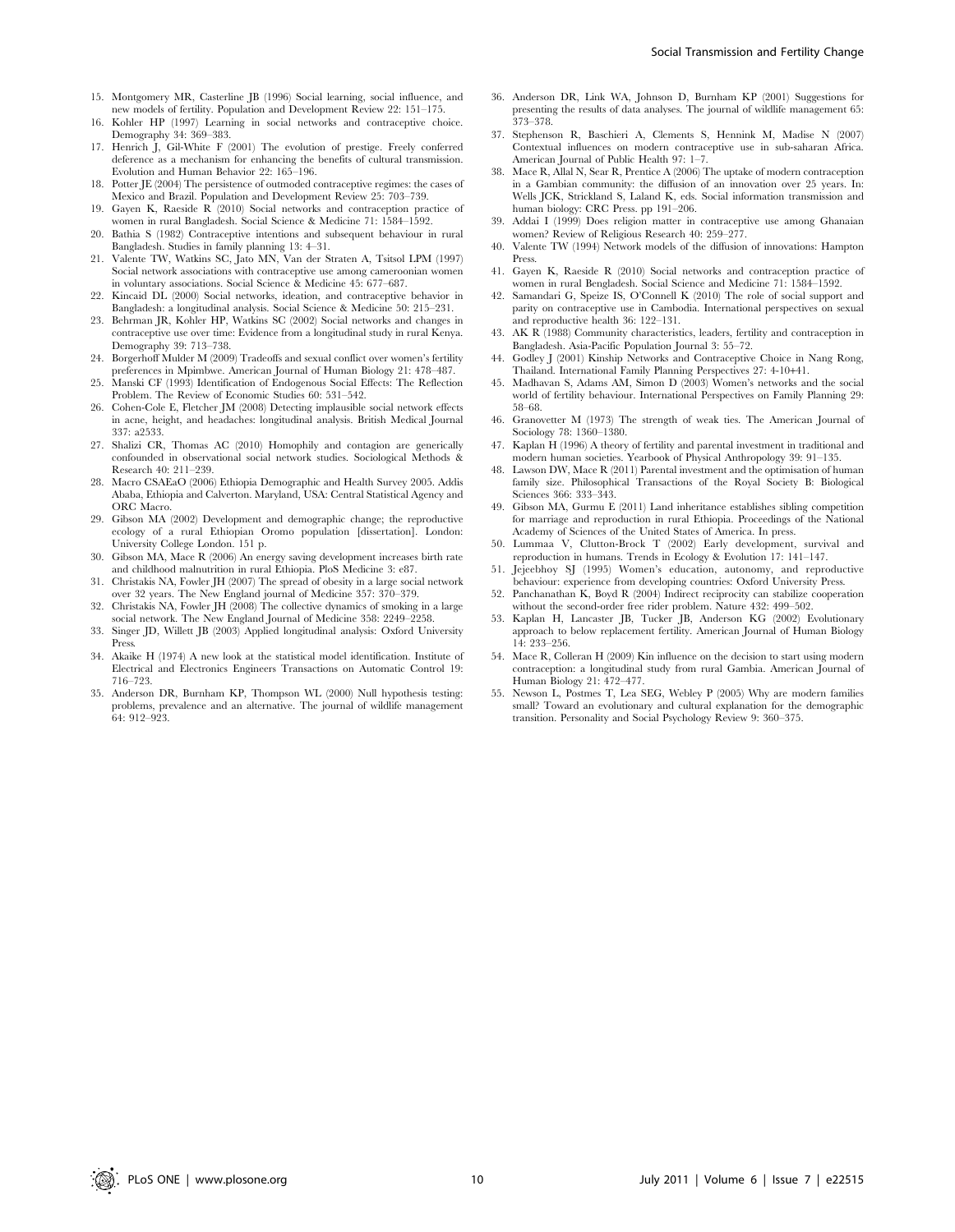15. Montgomery MR, Casterline JB (1996) Social learning, social influence, and new models of fertility. Population and Development Review 22: 151–175.
16. Kohler HP (1997) Learning in social networks and contraceptive choice. Demography 34: 369–383.
17. Henrich J, Gil-White F (2001) The evolution of prestige. Freely conferred deference as a mechanism for enhancing the benefits of cultural transmission. Evolution and Human Behavior 22: 165–196.
18. Potter JE (2004) The persistence of outmoded contraceptive regimes: the cases of Mexico and Brazil. Population and Development Review 25: 703–739.
19. Gayen K, Raeside R (2010) Social networks and contraception practice of women in rural Bangladesh. Social Science & Medicine 71: 1584–1592.
20. Bathia S (1982) Contraceptive intentions and subsequent behaviour in rural Bangladesh. Studies in family planning 13: 4–31.
21. Valente TW, Watkins SC, Jato MN, Van der Straten A, Tsitsol LPM (1997) Social network associations with contraceptive use among cameroonian women in voluntary associations. Social Science & Medicine 45: 677–687.
22. Kincaid DL (2000) Social networks, ideation, and contraceptive behavior in Bangladesh: a longitudinal analysis. Social Science & Medicine 50: 215–231.
23. Behrman JR, Kohler HP, Watkins SC (2002) Social networks and changes in contraceptive use over time: Evidence from a longitudinal study in rural Kenya. Demography 39: 713–738.
24. Borgerhoff Mulder M (2009) Tradeoffs and sexual conflict over women's fertility preferences in Mpimbwe. American Journal of Human Biology 21: 478–487.
25. Manski CF (1993) Identification of Endogenous Social Effects: The Reflection Problem. The Review of Economic Studies 60: 531–542.
26. Cohen-Cole E, Fletcher JM (2008) Detecting implausible social network effects in acne, height, and headaches: longitudinal analysis. British Medical Journal 337: a2533.
27. Shalizi CR, Thomas AC (2010) Homophily and contagion are generically confounded in observational social network studies. Sociological Methods & Research 40: 211–239.
28. Macro CSAEaO (2006) Ethiopia Demographic and Health Survey 2005. Addis Ababa, Ethiopia and Calverton. Maryland, USA: Central Statistical Agency and ORC Macro.
29. Gibson MA (2002) Development and demographic change; the reproductive ecology of a rural Ethiopian Oromo population [dissertation]. London: University College London. 151 p.
30. Gibson MA, Mace R (2006) An energy saving development increases birth rate and childhood malnutrition in rural Ethiopia. PloS Medicine 3: e87.
31. Christakis NA, Fowler JH (2007) The spread of obesity in a large social network over 32 years. The New England journal of Medicine 357: 370–379.
32. Christakis NA, Fowler JH (2008) The collective dynamics of smoking in a large social network. The New England Journal of Medicine 358: 2249–2258.
33. Singer JD, Willett JB (2003) Applied longitudinal analysis: Oxford University Press.
34. Akaike H (1974) A new look at the statistical model identification. Institute of Electrical and Electronics Engineers Transactions on Automatic Control 19: 716–723.
35. Anderson DR, Burnham KP, Thompson WL (2000) Null hypothesis testing: problems, prevalence and an alternative. The journal of wildlife management 64: 912–923.
36. Anderson DR, Link WA, Johnson D, Burnham KP (2001) Suggestions for presenting the results of data analyses. The journal of wildlife management 65: 373–378.
37. Stephenson R, Baschieri A, Clements S, Hennink M, Madise N (2007) Contextual influences on modern contraceptive use in sub-saharan Africa. American Journal of Public Health 97: 1–7.
38. Mace R, Allal N, Sear R, Prentice A (2006) The uptake of modern contraception in a Gambian community: the diffusion of an innovation over 25 years. In: Wells JCK, Strickland S, Laland K, eds. Social information transmission and human biology: CRC Press. pp 191–206.
39. Addai I (1999) Does religion matter in contraceptive use among Ghanaian women? Review of Religious Research 40: 259–277.
40. Valente TW (1994) Network models of the diffusion of innovations: Hampton Press.
41. Gayen K, Raeside R (2010) Social networks and contraception practice of women in rural Bengladesh. Social Science and Medicine 71: 1584–1592.
42. Samandari G, Speize IS, O'Connell K (2010) The role of social support and parity on contraceptive use in Cambodia. International perspectives on sexual and reproductive health 36: 122–131.
43. AK R (1988) Community characteristics, leaders, fertility and contraception in Bangladesh. Asia-Pacific Population Journal 3: 55–72.
44. Godley J (2001) Kinship Networks and Contraceptive Choice in Nang Rong, Thailand. International Family Planning Perspectives 27: 4-10+41.
45. Madhavan S, Adams AM, Simon D (2003) Women's networks and the social world of fertility behaviour. International Perspectives on Family Planning 29: 58–68.
46. Granovetter M (1973) The strength of weak ties. The American Journal of Sociology 78: 1360–1380.
47. Kaplan H (1996) A theory of fertility and parental investment in traditional and modern human societies. Yearbook of Physical Anthropology 39: 91–135.
48. Lawson DW, Mace R (2011) Parental investment and the optimisation of human family size. Philosophical Transactions of the Royal Society B: Biological Sciences 366: 333–343.
49. Gibson MA, Gurmu E (2011) Land inheritance establishes sibling competition for marriage and reproduction in rural Ethiopia. Proceedings of the National Academy of Sciences of the United States of America. In press.
50. Lummaa V, Clutton-Brock T (2002) Early development, survival and reproduction in humans. Trends in Ecology & Evolution 17: 141–147.
51. Jejeebhoy SJ (1995) Women's education, autonomy, and reproductive behaviour: experience from developing countries: Oxford University Press.
52. Panchanathan K, Boyd R (2004) Indirect reciprocity can stabilize cooperation without the second-order free rider problem. Nature 432: 499–502.
53. Kaplan H, Lancaster JB, Tucker JB, Anderson KG (2002) Evolutionary approach to below replacement fertility. American Journal of Human Biology 14: 233–256.
54. Mace R, Colleran H (2009) Kin influence on the decision to start using modern contraception: a longitudinal study from rural Gambia. American Journal of Human Biology 21: 472–477.
55. Newson L, Postmes T, Lea SEG, Webley P (2005) Why are modern families small? Toward an evolutionary and cultural explanation for the demographic transition. Personality and Social Psychology Review 9: 360–375.